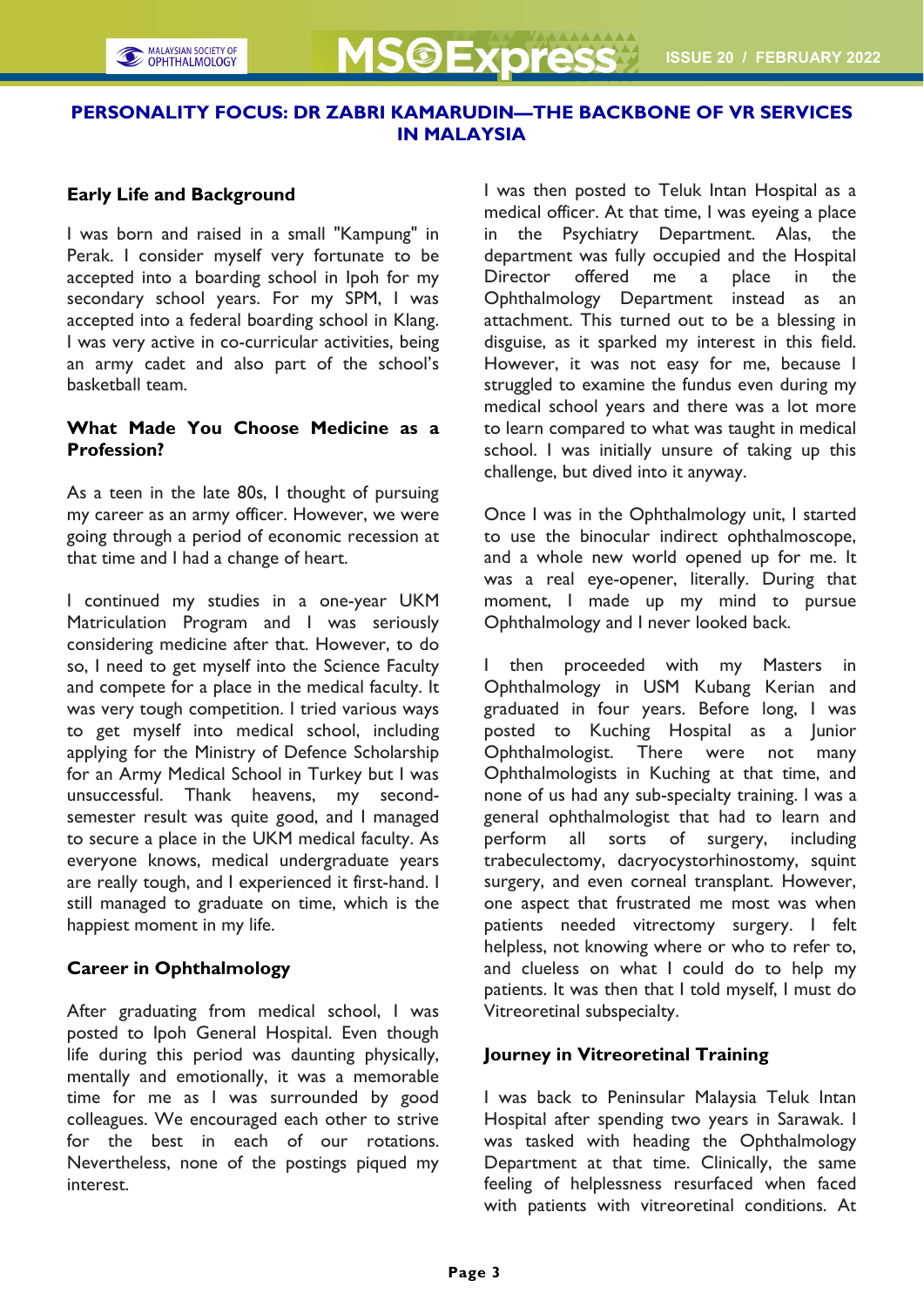# PERSONALITY FOCUS: DR ZABRI KAMARUDIN—THE BACKBONE OF VR SERVICES IN MALAYSIA

## Early Life and Background

I was born and raised in a small "Kampung" in Perak. I consider myself very fortunate to be accepted into a boarding school in Ipoh for my secondary school years. For my SPM, I was accepted into a federal boarding school in Klang. I was very active in co-curricular activities, being an army cadet and also part of the school's basketball team.

## What Made You Choose Medicine as a Profession?

As a teen in the late 80s, I thought of pursuing my career as an army officer. However, we were going through a period of economic recession at that time and I had a change of heart.

I continued my studies in a one-year UKM Matriculation Program and I was seriously considering medicine after that. However, to do so, I need to get myself into the Science Faculty and compete for a place in the medical faculty. It was very tough competition. I tried various ways to get myself into medical school, including applying for the Ministry of Defence Scholarship for an Army Medical School in Turkey but I was unsuccessful. Thank heavens, my second-semester result was quite good, and I managed to secure a place in the UKM medical faculty. As everyone knows, medical undergraduate years are really tough, and I experienced it first-hand. I still managed to graduate on time, which is the happiest moment in my life.

## Career in Ophthalmology

After graduating from medical school, I was posted to Ipoh General Hospital. Even though life during this period was daunting physically, mentally and emotionally, it was a memorable time for me as I was surrounded by good colleagues. We encouraged each other to strive for the best in each of our rotations. Nevertheless, none of the postings piqued my interest.

I was then posted to Teluk Intan Hospital as a medical officer. At that time, I was eyeing a place in the Psychiatry Department. Alas, the department was fully occupied and the Hospital Director offered me a place in the Ophthalmology Department instead as an attachment. This turned out to be a blessing in disguise, as it sparked my interest in this field. However, it was not easy for me, because I struggled to examine the fundus even during my medical school years and there was a lot more to learn compared to what was taught in medical school. I was initially unsure of taking up this challenge, but dived into it anyway.

Once I was in the Ophthalmology unit, I started to use the binocular indirect ophthalmoscope, and a whole new world opened up for me. It was a real eye-opener, literally. During that moment, I made up my mind to pursue Ophthalmology and I never looked back.

I then proceeded with my Masters in Ophthalmology in USM Kubang Kerian and graduated in four years. Before long, I was posted to Kuching Hospital as a Junior Ophthalmologist. There were not many Ophthalmologists in Kuching at that time, and none of us had any sub-specialty training. I was a general ophthalmologist that had to learn and perform all sorts of surgery, including trabeculectomy, dacryocystorhinostomy, squint surgery, and even corneal transplant. However, one aspect that frustrated me most was when patients needed vitrectomy surgery. I felt helpless, not knowing where or who to refer to, and clueless on what I could do to help my patients. It was then that I told myself, I must do Vitreoretinal subspecialty.

## Journey in Vitreoretinal Training

I was back to Peninsular Malaysia Teluk Intan Hospital after spending two years in Sarawak. I was tasked with heading the Ophthalmology Department at that time. Clinically, the same feeling of helplessness resurfaced when faced with patients with vitreoretinal conditions. At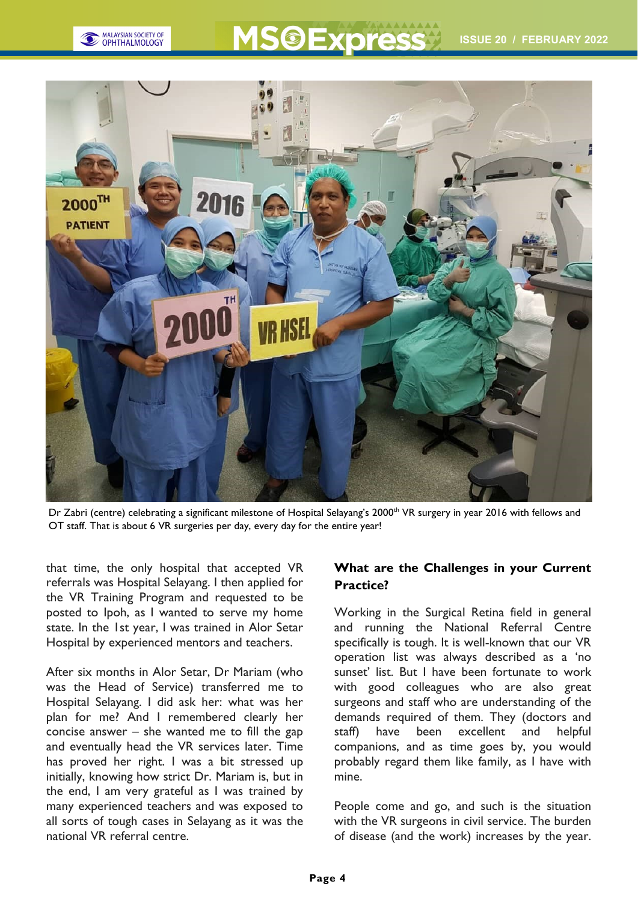Dr Zabri (centre) celebrating a significant milestone of Hospital Selayang's 2000th VR surgery in year 2016 with fellows and OT staff. That is about 6 VR surgeries per day, every day for the entire year!

that time, the only hospital that accepted VR referrals was Hospital Selayang. I then applied for the VR Training Program and requested to be posted to Ipoh, as I wanted to serve my home state. In the 1st year, I was trained in Alor Setar Hospital by experienced mentors and teachers.

After six months in Alor Setar, Dr Mariam (who was the Head of Service) transferred me to Hospital Selayang. I did ask her: what was her plan for me? And I remembered clearly her concise answer – she wanted me to fill the gap and eventually head the VR services later. Time has proved her right. I was a bit stressed up initially, knowing how strict Dr. Mariam is, but in the end, I am very grateful as I was trained by many experienced teachers and was exposed to all sorts of tough cases in Selayang as it was the national VR referral centre.

**What are the Challenges in your Current Practice?**

Working in the Surgical Retina field in general and running the National Referral Centre specifically is tough. It is well-known that our VR operation list was always described as a 'no sunset' list. But I have been fortunate to work with good colleagues who are also great surgeons and staff who are understanding of the demands required of them. They (doctors and staff) have been excellent and helpful companions, and as time goes by, you would probably regard them like family, as I have with mine.

People come and go, and such is the situation with the VR surgeons in civil service. The burden of disease (and the work) increases by the year.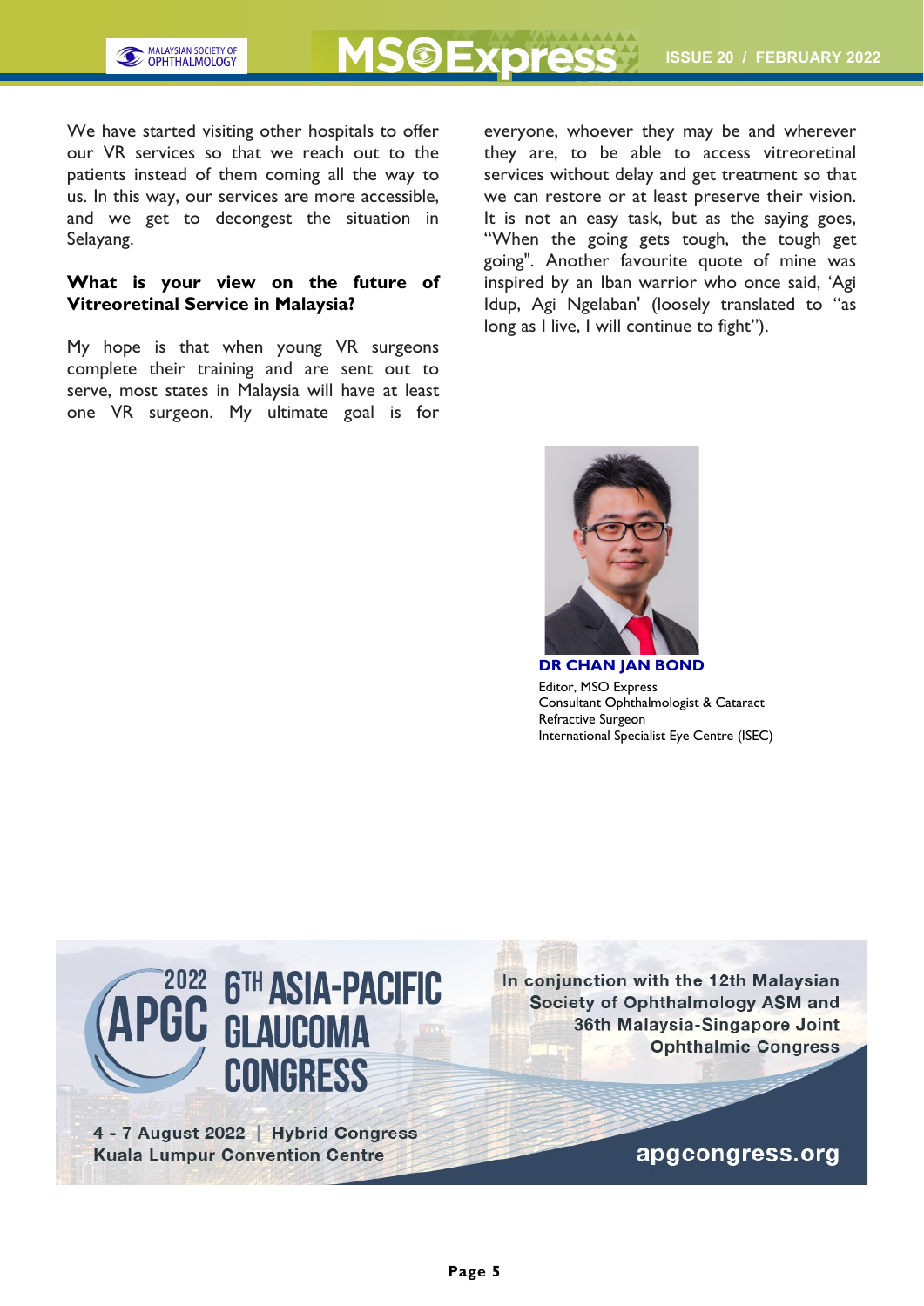We have started visiting other hospitals to offer our VR services so that we reach out to the patients instead of them coming all the way to us. In this way, our services are more accessible, and we get to decongest the situation in Selayang.

**What is your view on the future of Vitreoretinal Service in Malaysia?**

My hope is that when young VR surgeons complete their training and are sent out to serve, most states in Malaysia will have at least one VR surgeon. My ultimate goal is for everyone, whoever they may be and wherever they are, to be able to access vitreoretinal services without delay and get treatment so that we can restore or at least preserve their vision. It is not an easy task, but as the saying goes, "When the going gets tough, the tough get going". Another favourite quote of mine was inspired by an Iban warrior who once said, 'Agi Idup, Agi Ngelaban' (loosely translated to "as long as I live, I will continue to fight").

**DR CHAN JAN BOND**
Editor, MSO Express
Consultant Ophthalmologist & Cataract Refractive Surgeon
International Specialist Eye Centre (ISEC)

APGC 2022 6TH ASIA-PACIFIC GLAUCOMA CONGRESS

In conjunction with the 12th Malaysian Society of Ophthalmology ASM and 36th Malaysia-Singapore Joint Ophthalmic Congress

4 - 7 August 2022 | Hybrid Congress
Kuala Lumpur Convention Centre

apgcongress.org